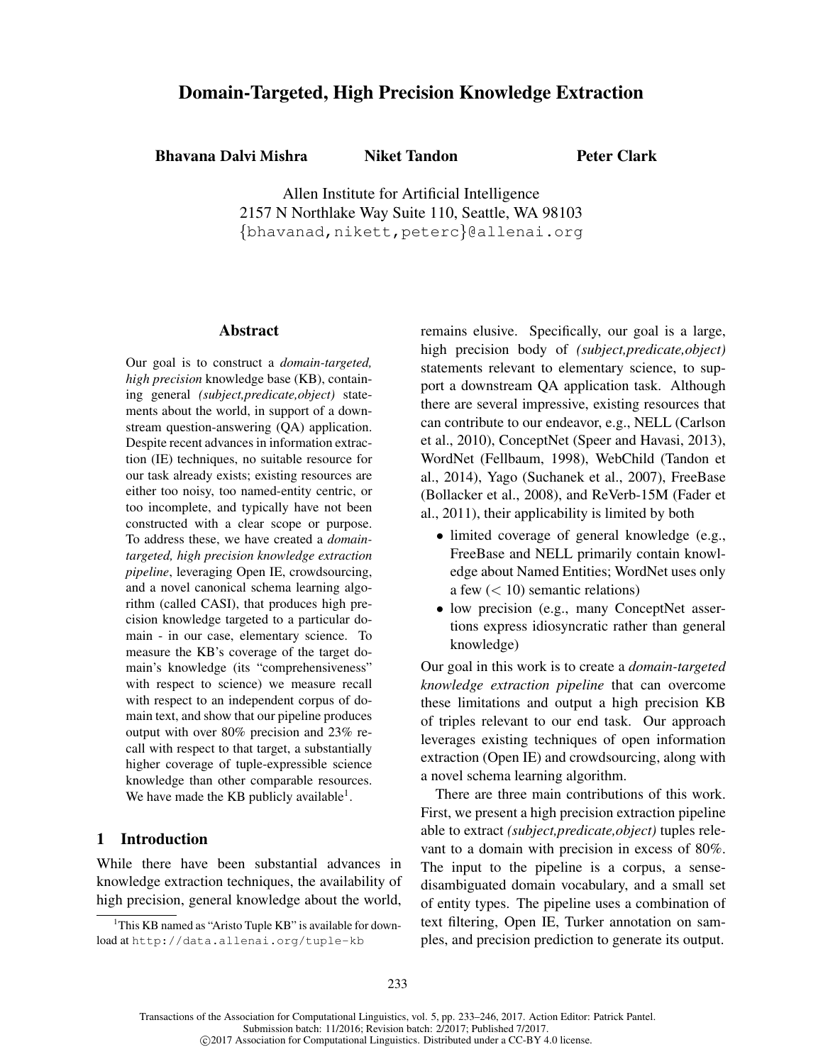# Domain-Targeted, High Precision Knowledge Extraction

**Bhavana Dalvi Mishra** **Niket Tandon** **Peter Clark**

Allen Institute for Artificial Intelligence
2157 N Northlake Way Suite 110, Seattle, WA 98103
{bhavanad,nikett,peterc}@allenai.org

## Abstract

Our goal is to construct a *domain-targeted, high precision* knowledge base (KB), containing general *(subject,predicate,object)* statements about the world, in support of a downstream question-answering (QA) application. Despite recent advances in information extraction (IE) techniques, no suitable resource for our task already exists; existing resources are either too noisy, too named-entity centric, or too incomplete, and typically have not been constructed with a clear scope or purpose. To address these, we have created a *domain-targeted, high precision knowledge extraction pipeline*, leveraging Open IE, crowdsourcing, and a novel canonical schema learning algorithm (called CASI), that produces high precision knowledge targeted to a particular domain - in our case, elementary science. To measure the KB's coverage of the target domain's knowledge (its "comprehensiveness" with respect to science) we measure recall with respect to an independent corpus of domain text, and show that our pipeline produces output with over 80% precision and 23% recall with respect to that target, a substantially higher coverage of tuple-expressible science knowledge than other comparable resources. We have made the KB publicly available[1].

## 1 Introduction

While there have been substantial advances in knowledge extraction techniques, the availability of high precision, general knowledge about the world, remains elusive. Specifically, our goal is a large, high precision body of *(subject,predicate,object)* statements relevant to elementary science, to support a downstream QA application task. Although there are several impressive, existing resources that can contribute to our endeavor, e.g., NELL (Carlson et al., 2010), ConceptNet (Speer and Havasi, 2013), WordNet (Fellbaum, 1998), WebChild (Tandon et al., 2014), Yago (Suchanek et al., 2007), FreeBase (Bollacker et al., 2008), and ReVerb-15M (Fader et al., 2011), their applicability is limited by both

- limited coverage of general knowledge (e.g., FreeBase and NELL primarily contain knowledge about Named Entities; WordNet uses only a few ($< 10$) semantic relations)
- low precision (e.g., many ConceptNet assertions express idiosyncratic rather than general knowledge)

Our goal in this work is to create a *domain-targeted knowledge extraction pipeline* that can overcome these limitations and output a high precision KB of triples relevant to our end task. Our approach leverages existing techniques of open information extraction (Open IE) and crowdsourcing, along with a novel schema learning algorithm.

There are three main contributions of this work. First, we present a high precision extraction pipeline able to extract *(subject,predicate,object)* tuples relevant to a domain with precision in excess of 80%. The input to the pipeline is a corpus, a sense-disambiguated domain vocabulary, and a small set of entity types. The pipeline uses a combination of text filtering, Open IE, Turker annotation on samples, and precision prediction to generate its output.

[1] This KB named as "Aristo Tuple KB" is available for download at http://data.allenai.org/tuple-kb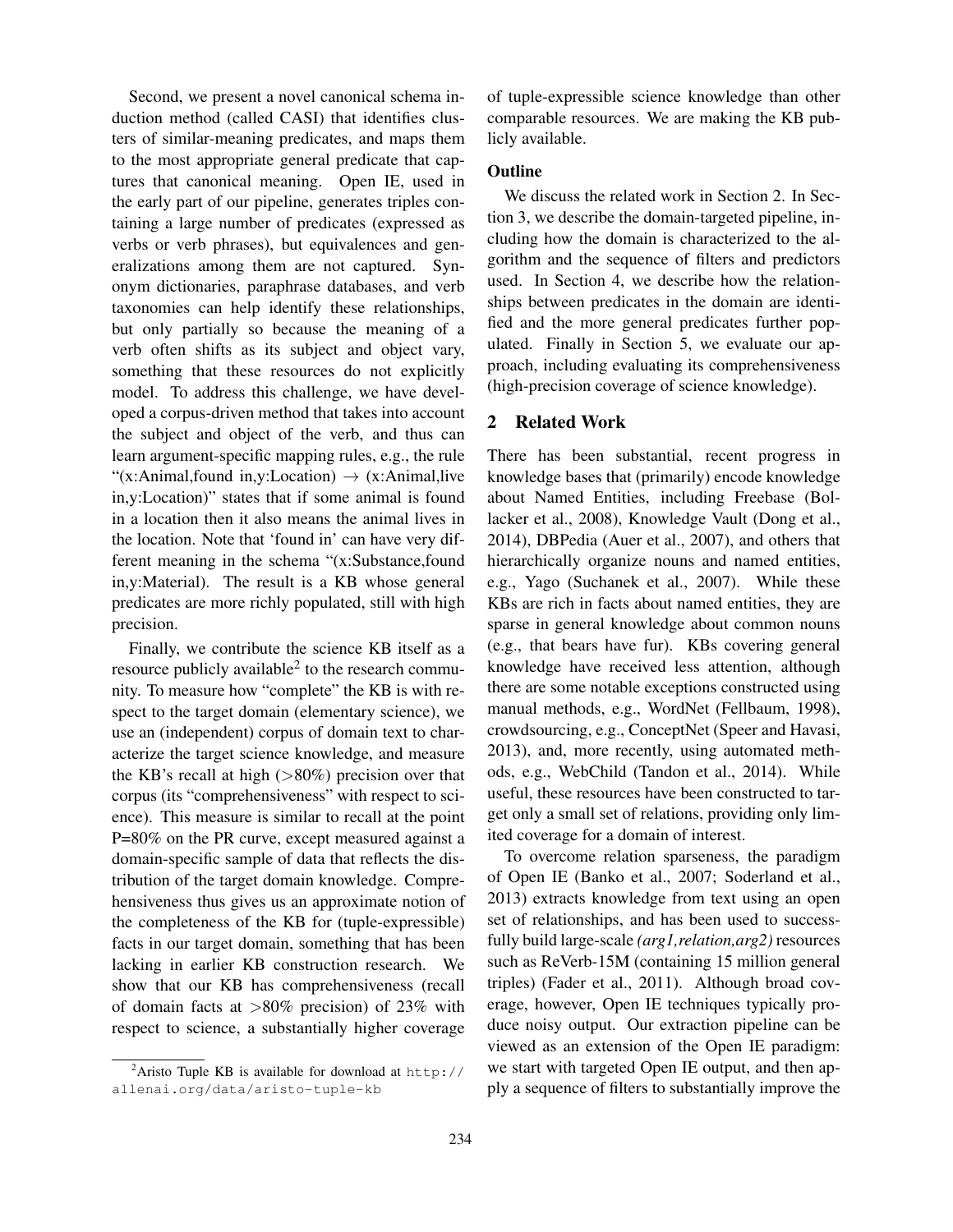Second, we present a novel canonical schema induction method (called CASI) that identifies clusters of similar-meaning predicates, and maps them to the most appropriate general predicate that captures that canonical meaning. Open IE, used in the early part of our pipeline, generates triples containing a large number of predicates (expressed as verbs or verb phrases), but equivalences and generalizations among them are not captured. Synonym dictionaries, paraphrase databases, and verb taxonomies can help identify these relationships, but only partially so because the meaning of a verb often shifts as its subject and object vary, something that these resources do not explicitly model. To address this challenge, we have developed a corpus-driven method that takes into account the subject and object of the verb, and thus can learn argument-specific mapping rules, e.g., the rule "(x:Animal,found in,y:Location) $\rightarrow$ (x:Animal,live in,y:Location)" states that if some animal is found in a location then it also means the animal lives in the location. Note that 'found in' can have very different meaning in the schema "(x:Substance,found in,y:Material). The result is a KB whose general predicates are more richly populated, still with high precision.

Finally, we contribute the science KB itself as a resource publicly available[2] to the research community. To measure how "complete" the KB is with respect to the target domain (elementary science), we use an (independent) corpus of domain text to characterize the target science knowledge, and measure the KB's recall at high (>80%) precision over that corpus (its "comprehensiveness" with respect to science). This measure is similar to recall at the point P=80% on the PR curve, except measured against a domain-specific sample of data that reflects the distribution of the target domain knowledge. Comprehensiveness thus gives us an approximate notion of the completeness of the KB for (tuple-expressible) facts in our target domain, something that has been lacking in earlier KB construction research. We show that our KB has comprehensiveness (recall of domain facts at >80% precision) of 23% with respect to science, a substantially higher coverage of tuple-expressible science knowledge than other comparable resources. We are making the KB publicly available.

[2]Aristo Tuple KB is available for download at http://allenai.org/data/aristo-tuple-kb

**Outline**

We discuss the related work in Section 2. In Section 3, we describe the domain-targeted pipeline, including how the domain is characterized to the algorithm and the sequence of filters and predictors used. In Section 4, we describe how the relationships between predicates in the domain are identified and the more general predicates further populated. Finally in Section 5, we evaluate our approach, including evaluating its comprehensiveness (high-precision coverage of science knowledge).

## 2 Related Work

There has been substantial, recent progress in knowledge bases that (primarily) encode knowledge about Named Entities, including Freebase (Bollacker et al., 2008), Knowledge Vault (Dong et al., 2014), DBPedia (Auer et al., 2007), and others that hierarchically organize nouns and named entities, e.g., Yago (Suchanek et al., 2007). While these KBs are rich in facts about named entities, they are sparse in general knowledge about common nouns (e.g., that bears have fur). KBs covering general knowledge have received less attention, although there are some notable exceptions constructed using manual methods, e.g., WordNet (Fellbaum, 1998), crowdsourcing, e.g., ConceptNet (Speer and Havasi, 2013), and, more recently, using automated methods, e.g., WebChild (Tandon et al., 2014). While useful, these resources have been constructed to target only a small set of relations, providing only limited coverage for a domain of interest.

To overcome relation sparseness, the paradigm of Open IE (Banko et al., 2007; Soderland et al., 2013) extracts knowledge from text using an open set of relationships, and has been used to successfully build large-scale *(arg1,relation,arg2)* resources such as ReVerb-15M (containing 15 million general triples) (Fader et al., 2011). Although broad coverage, however, Open IE techniques typically produce noisy output. Our extraction pipeline can be viewed as an extension of the Open IE paradigm: we start with targeted Open IE output, and then apply a sequence of filters to substantially improve the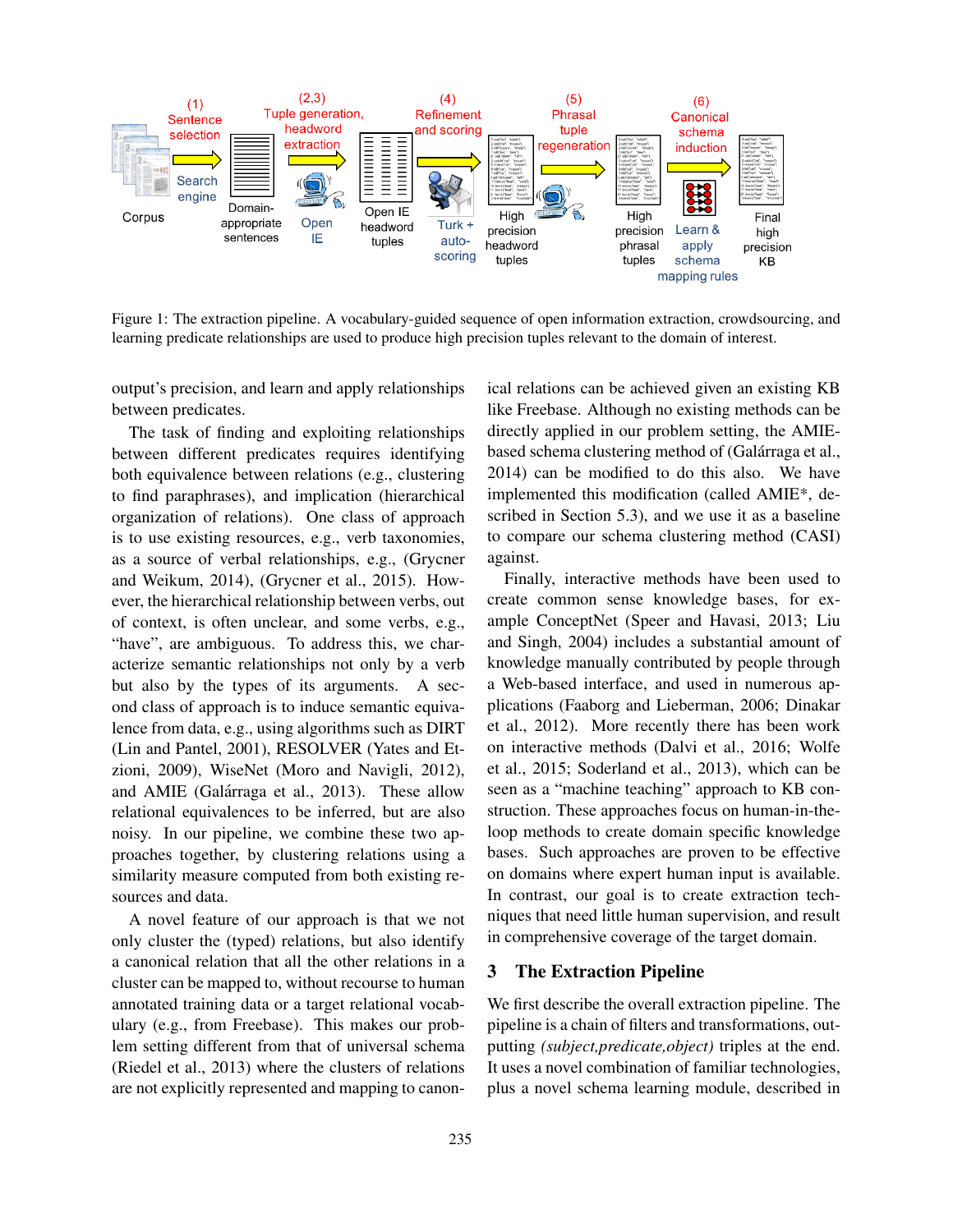Figure 1: The extraction pipeline. A vocabulary-guided sequence of open information extraction, crowdsourcing, and learning predicate relationships are used to produce high precision tuples relevant to the domain of interest.

output's precision, and learn and apply relationships between predicates.

The task of finding and exploiting relationships between different predicates requires identifying both equivalence between relations (e.g., clustering to find paraphrases), and implication (hierarchical organization of relations). One class of approach is to use existing resources, e.g., verb taxonomies, as a source of verbal relationships, e.g., (Grycner and Weikum, 2014), (Grycner et al., 2015). However, the hierarchical relationship between verbs, out of context, is often unclear, and some verbs, e.g., "have", are ambiguous. To address this, we characterize semantic relationships not only by a verb but also by the types of its arguments. A second class of approach is to induce semantic equivalence from data, e.g., using algorithms such as DIRT (Lin and Pantel, 2001), RESOLVER (Yates and Etzioni, 2009), WiseNet (Moro and Navigli, 2012), and AMIE (Galárraga et al., 2013). These allow relational equivalences to be inferred, but are also noisy. In our pipeline, we combine these two approaches together, by clustering relations using a similarity measure computed from both existing resources and data.

A novel feature of our approach is that we not only cluster the (typed) relations, but also identify a canonical relation that all the other relations in a cluster can be mapped to, without recourse to human annotated training data or a target relational vocabulary (e.g., from Freebase). This makes our problem setting different from that of universal schema (Riedel et al., 2013) where the clusters of relations are not explicitly represented and mapping to canonical relations can be achieved given an existing KB like Freebase. Although no existing methods can be directly applied in our problem setting, the AMIE-based schema clustering method of (Galárraga et al., 2014) can be modified to do this also. We have implemented this modification (called AMIE*, described in Section 5.3), and we use it as a baseline to compare our schema clustering method (CASI) against.

Finally, interactive methods have been used to create common sense knowledge bases, for example ConceptNet (Speer and Havasi, 2013; Liu and Singh, 2004) includes a substantial amount of knowledge manually contributed by people through a Web-based interface, and used in numerous applications (Faaborg and Lieberman, 2006; Dinakar et al., 2012). More recently there has been work on interactive methods (Dalvi et al., 2016; Wolfe et al., 2015; Soderland et al., 2013), which can be seen as a "machine teaching" approach to KB construction. These approaches focus on human-in-the-loop methods to create domain specific knowledge bases. Such approaches are proven to be effective on domains where expert human input is available. In contrast, our goal is to create extraction techniques that need little human supervision, and result in comprehensive coverage of the target domain.

## 3 The Extraction Pipeline

We first describe the overall extraction pipeline. The pipeline is a chain of filters and transformations, outputting *(subject,predicate,object)* triples at the end. It uses a novel combination of familiar technologies, plus a novel schema learning module, described in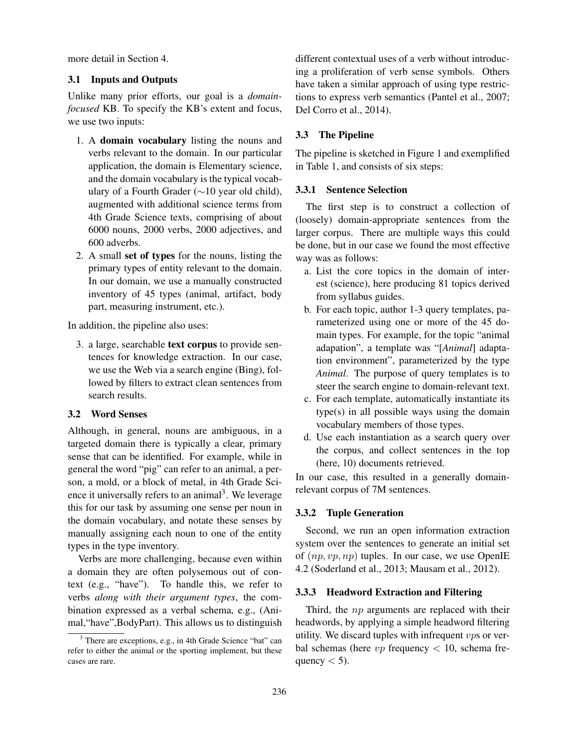more detail in Section 4.

### 3.1 Inputs and Outputs

Unlike many prior efforts, our goal is a *domain-focused* KB. To specify the KB's extent and focus, we use two inputs:

1. A **domain vocabulary** listing the nouns and verbs relevant to the domain. In our particular application, the domain is Elementary science, and the domain vocabulary is the typical vocabulary of a Fourth Grader (∼10 year old child), augmented with additional science terms from 4th Grade Science texts, comprising of about 6000 nouns, 2000 verbs, 2000 adjectives, and 600 adverbs.
2. A small **set of types** for the nouns, listing the primary types of entity relevant to the domain. In our domain, we use a manually constructed inventory of 45 types (animal, artifact, body part, measuring instrument, etc.).

In addition, the pipeline also uses:

3. a large, searchable **text corpus** to provide sentences for knowledge extraction. In our case, we use the Web via a search engine (Bing), followed by filters to extract clean sentences from search results.

### 3.2 Word Senses

Although, in general, nouns are ambiguous, in a targeted domain there is typically a clear, primary sense that can be identified. For example, while in general the word "pig" can refer to an animal, a person, a mold, or a block of metal, in 4th Grade Science it universally refers to an animal[3]. We leverage this for our task by assuming one sense per noun in the domain vocabulary, and notate these senses by manually assigning each noun to one of the entity types in the type inventory.

Verbs are more challenging, because even within a domain they are often polysemous out of context (e.g., "have"). To handle this, we refer to verbs *along with their argument types*, the combination expressed as a verbal schema, e.g., (Animal,"have",BodyPart). This allows us to distinguish different contextual uses of a verb without introducing a proliferation of verb sense symbols. Others have taken a similar approach of using type restrictions to express verb semantics (Pantel et al., 2007; Del Corro et al., 2014).

[3] There are exceptions, e.g., in 4th Grade Science "bat" can refer to either the animal or the sporting implement, but these cases are rare.

### 3.3 The Pipeline

The pipeline is sketched in Figure 1 and exemplified in Table 1, and consists of six steps:

#### 3.3.1 Sentence Selection

The first step is to construct a collection of (loosely) domain-appropriate sentences from the larger corpus. There are multiple ways this could be done, but in our case we found the most effective way was as follows:

a. List the core topics in the domain of interest (science), here producing 81 topics derived from syllabus guides.
b. For each topic, author 1-3 query templates, parameterized using one or more of the 45 domain types. For example, for the topic "animal adapation", a template was "[*Animal*] adaptation environment", parameterized by the type *Animal*. The purpose of query templates is to steer the search engine to domain-relevant text.
c. For each template, automatically instantiate its type(s) in all possible ways using the domain vocabulary members of those types.
d. Use each instantiation as a search query over the corpus, and collect sentences in the top (here, 10) documents retrieved.

In our case, this resulted in a generally domain-relevant corpus of 7M sentences.

#### 3.3.2 Tuple Generation

Second, we run an open information extraction system over the sentences to generate an initial set of $(np, vp, np)$ tuples. In our case, we use OpenIE 4.2 (Soderland et al., 2013; Mausam et al., 2012).

#### 3.3.3 Headword Extraction and Filtering

Third, the $np$ arguments are replaced with their headwords, by applying a simple headword filtering utility. We discard tuples with infrequent $vp$s or verbal schemas (here $vp$ frequency $< 10$, schema frequency $< 5$).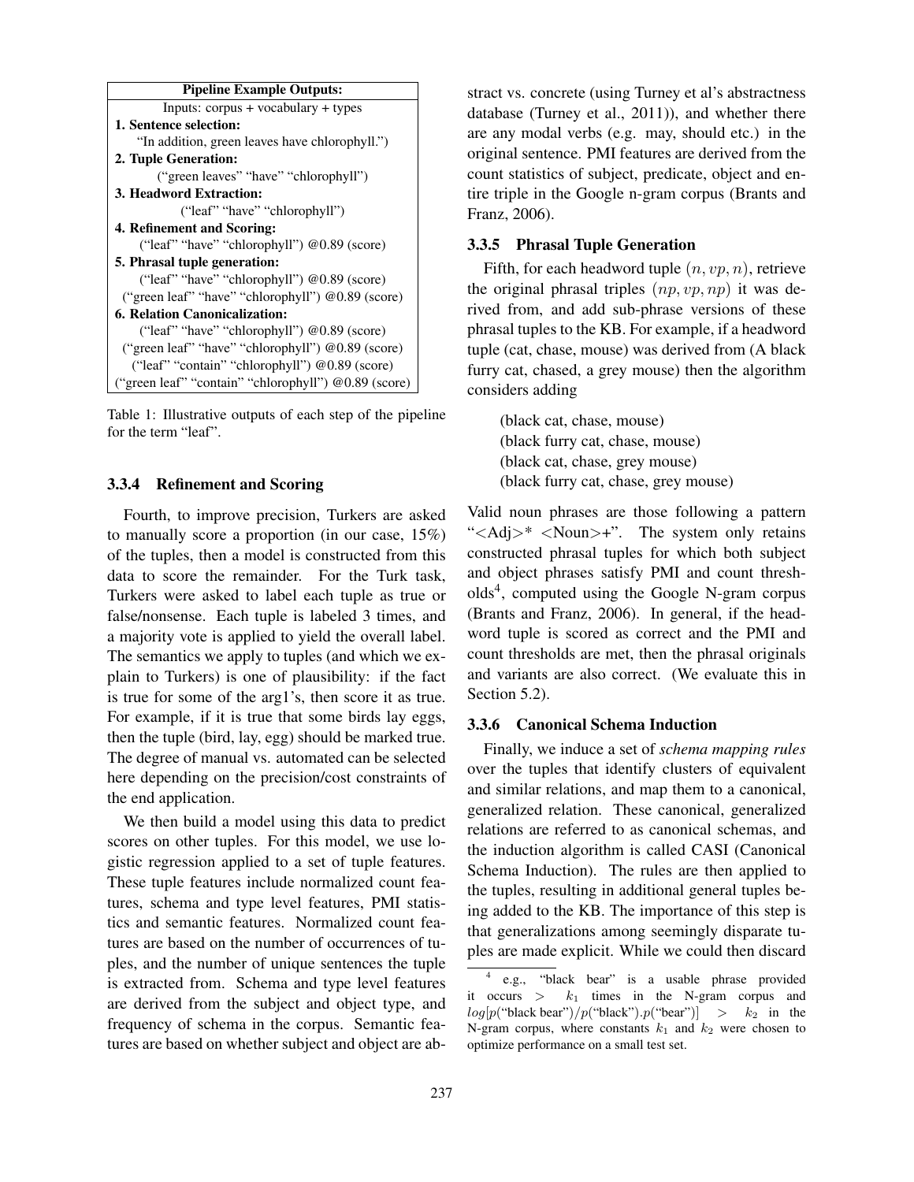| Pipeline Example Outputs: |
|---|
| Inputs: corpus + vocabulary + types |
| **1. Sentence selection:** |
| "In addition, green leaves have chlorophyll.") |
| **2. Tuple Generation:** |
| ("green leaves" "have" "chlorophyll") |
| **3. Headword Extraction:** |
| ("leaf" "have" "chlorophyll") |
| **4. Refinement and Scoring:** |
| ("leaf" "have" "chlorophyll") @0.89 (score) |
| **5. Phrasal tuple generation:** |
| ("leaf" "have" "chlorophyll") @0.89 (score) |
| ("green leaf" "have" "chlorophyll") @0.89 (score) |
| **6. Relation Canonicalization:** |
| ("leaf" "have" "chlorophyll") @0.89 (score) |
| ("green leaf" "have" "chlorophyll") @0.89 (score) |
| ("leaf" "contain" "chlorophyll") @0.89 (score) |
| ("green leaf" "contain" "chlorophyll") @0.89 (score) |

Table 1: Illustrative outputs of each step of the pipeline for the term "leaf".

#### 3.3.4 Refinement and Scoring

Fourth, to improve precision, Turkers are asked to manually score a proportion (in our case, 15%) of the tuples, then a model is constructed from this data to score the remainder. For the Turk task, Turkers were asked to label each tuple as true or false/nonsense. Each tuple is labeled 3 times, and a majority vote is applied to yield the overall label. The semantics we apply to tuples (and which we explain to Turkers) is one of plausibility: if the fact is true for some of the arg1's, then score it as true. For example, if it is true that some birds lay eggs, then the tuple (bird, lay, egg) should be marked true. The degree of manual vs. automated can be selected here depending on the precision/cost constraints of the end application.

We then build a model using this data to predict scores on other tuples. For this model, we use logistic regression applied to a set of tuple features. These tuple features include normalized count features, schema and type level features, PMI statistics and semantic features. Normalized count features are based on the number of occurrences of tuples, and the number of unique sentences the tuple is extracted from. Schema and type level features are derived from the subject and object type, and frequency of schema in the corpus. Semantic features are based on whether subject and object are abstract vs. concrete (using Turney et al's abstractness database (Turney et al., 2011)), and whether there are any modal verbs (e.g. may, should etc.) in the original sentence. PMI features are derived from the count statistics of subject, predicate, object and entire triple in the Google n-gram corpus (Brants and Franz, 2006).

#### 3.3.5 Phrasal Tuple Generation

Fifth, for each headword tuple $(n, vp, n)$, retrieve the original phrasal triples $(np, vp, np)$ it was derived from, and add sub-phrase versions of these phrasal tuples to the KB. For example, if a headword tuple (cat, chase, mouse) was derived from (A black furry cat, chased, a grey mouse) then the algorithm considers adding

(black cat, chase, mouse)
(black furry cat, chase, mouse)
(black cat, chase, grey mouse)
(black furry cat, chase, grey mouse)

Valid noun phrases are those following a pattern "<Adj>* <Noun>+". The system only retains constructed phrasal tuples for which both subject and object phrases satisfy PMI and count thresholds[4], computed using the Google N-gram corpus (Brants and Franz, 2006). In general, if the headword tuple is scored as correct and the PMI and count thresholds are met, then the phrasal originals and variants are also correct. (We evaluate this in Section 5.2).

#### 3.3.6 Canonical Schema Induction

Finally, we induce a set of *schema mapping rules* over the tuples that identify clusters of equivalent and similar relations, and map them to a canonical, generalized relation. These canonical, generalized relations are referred to as canonical schemas, and the induction algorithm is called CASI (Canonical Schema Induction). The rules are then applied to the tuples, resulting in additional general tuples being added to the KB. The importance of this step is that generalizations among seemingly disparate tuples are made explicit. While we could then discard

[4] e.g., "black bear" is a usable phrase provided it occurs $> k_1$ times in the N-gram corpus and $log[p(\text{"black bear"})/p(\text{"black"}).p(\text{"bear"})] > k_2$ in the N-gram corpus, where constants $k_1$ and $k_2$ were chosen to optimize performance on a small test set.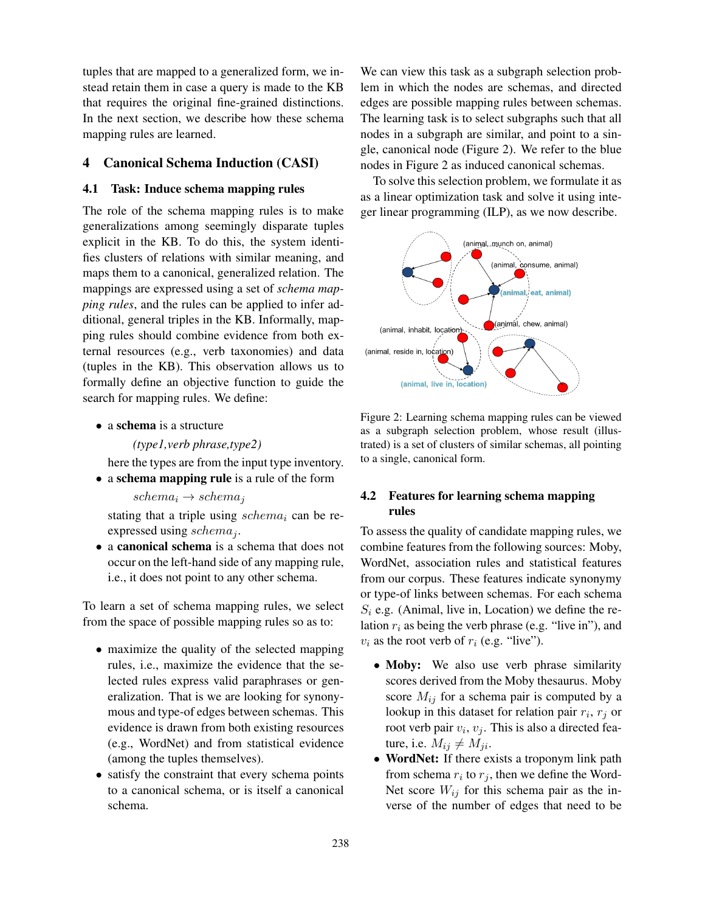tuples that are mapped to a generalized form, we instead retain them in case a query is made to the KB that requires the original fine-grained distinctions. In the next section, we describe how these schema mapping rules are learned.

## 4 Canonical Schema Induction (CASI)

### 4.1 Task: Induce schema mapping rules

The role of the schema mapping rules is to make generalizations among seemingly disparate tuples explicit in the KB. To do this, the system identifies clusters of relations with similar meaning, and maps them to a canonical, generalized relation. The mappings are expressed using a set of *schema mapping rules*, and the rules can be applied to infer additional, general triples in the KB. Informally, mapping rules should combine evidence from both external resources (e.g., verb taxonomies) and data (tuples in the KB). This observation allows us to formally define an objective function to guide the search for mapping rules. We define:

- a **schema** is a structure

  *(type1,verb phrase,type2)*

  here the types are from the input type inventory.
- a **schema mapping rule** is a rule of the form

  $schema_i \rightarrow schema_j$

  stating that a triple using $schema_i$ can be re-expressed using $schema_j$.
- a **canonical schema** is a schema that does not occur on the left-hand side of any mapping rule, i.e., it does not point to any other schema.

To learn a set of schema mapping rules, we select from the space of possible mapping rules so as to:

- maximize the quality of the selected mapping rules, i.e., maximize the evidence that the selected rules express valid paraphrases or generalization. That is we are looking for synonymous and type-of edges between schemas. This evidence is drawn from both existing resources (e.g., WordNet) and from statistical evidence (among the tuples themselves).
- satisfy the constraint that every schema points to a canonical schema, or is itself a canonical schema.

We can view this task as a subgraph selection problem in which the nodes are schemas, and directed edges are possible mapping rules between schemas. The learning task is to select subgraphs such that all nodes in a subgraph are similar, and point to a single, canonical node (Figure 2). We refer to the blue nodes in Figure 2 as induced canonical schemas.

To solve this selection problem, we formulate it as as a linear optimization task and solve it using integer linear programming (ILP), as we now describe.

Figure 2: Learning schema mapping rules can be viewed as a subgraph selection problem, whose result (illustrated) is a set of clusters of similar schemas, all pointing to a single, canonical form.

### 4.2 Features for learning schema mapping rules

To assess the quality of candidate mapping rules, we combine features from the following sources: Moby, WordNet, association rules and statistical features from our corpus. These features indicate synonymy or type-of links between schemas. For each schema $S_i$ e.g. (Animal, live in, Location) we define the relation $r_i$ as being the verb phrase (e.g. "live in"), and $v_i$ as the root verb of $r_i$ (e.g. "live").

- **Moby:** We also use verb phrase similarity scores derived from the Moby thesaurus. Moby score $M_{ij}$ for a schema pair is computed by a lookup in this dataset for relation pair $r_i$, $r_j$ or root verb pair $v_i$, $v_j$. This is also a directed feature, i.e. $M_{ij} \neq M_{ji}$.
- **WordNet:** If there exists a troponym link path from schema $r_i$ to $r_j$, then we define the WordNet score $W_{ij}$ for this schema pair as the inverse of the number of edges that need to be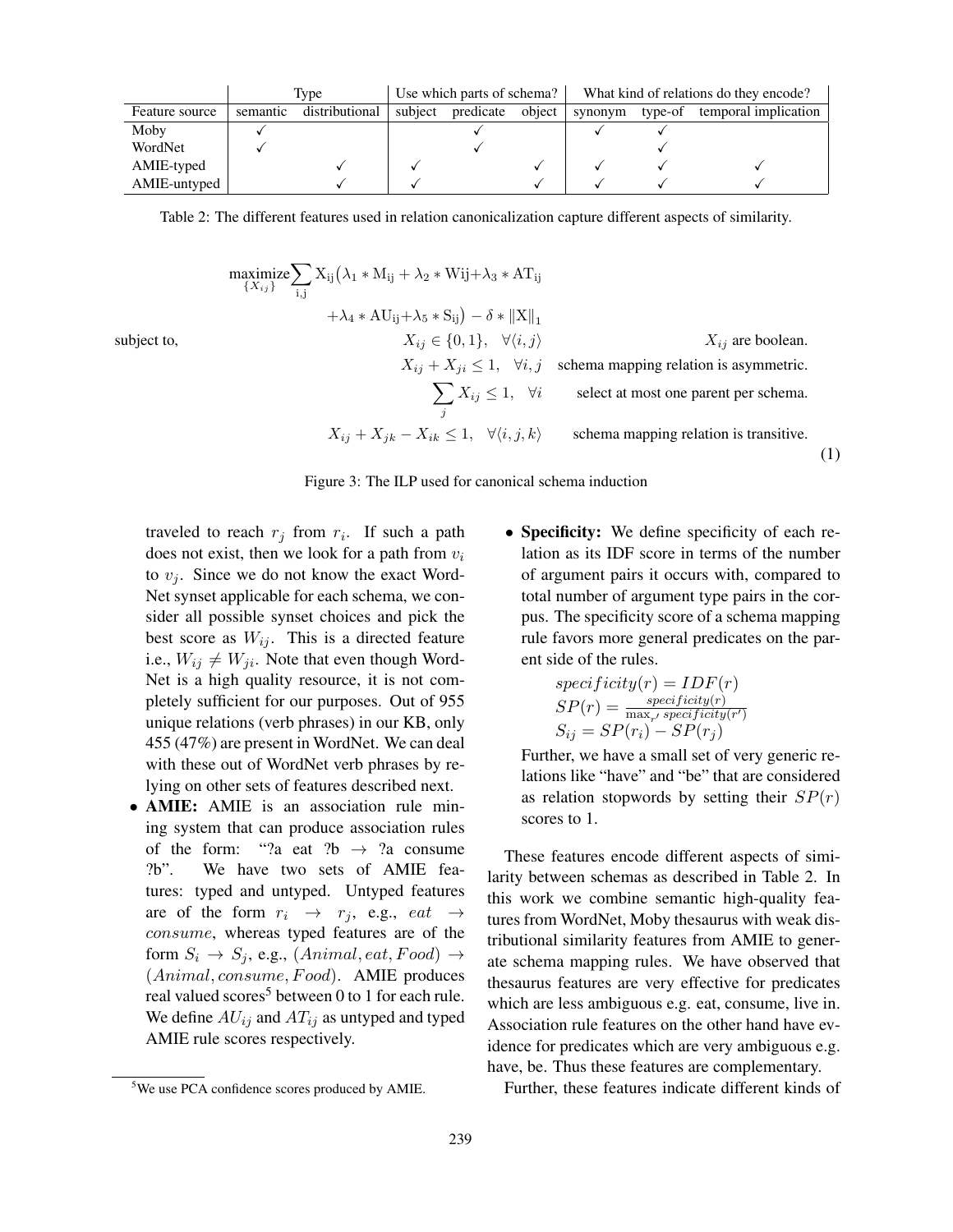| Feature source | Type | | Use which parts of schema? | | | What kind of relations do they encode? | | |
|---|---|---|---|---|---|---|---|---|
| | semantic | distributional | subject | predicate | object | synonym | type-of | temporal implication |
| Moby | ✓ | | | ✓ | | ✓ | ✓ | |
| WordNet | ✓ | | | ✓ | | | ✓ | |
| AMIE-typed | | ✓ | ✓ | | ✓ | ✓ | ✓ | ✓ |
| AMIE-untyped | | ✓ | ✓ | | ✓ | ✓ | ✓ | ✓ |

Table 2: The different features used in relation canonicalization capture different aspects of similarity.

$$
\begin{aligned}
&\underset{\{X_{ij}\}}{\text{maximize}} \sum_{\mathrm{i,j}} \mathrm{X_{ij}}\big(\lambda_1 * \mathrm{M_{ij}} + \lambda_2 * \mathrm{Wij} + \lambda_3 * \mathrm{AT_{ij}} \\
&\qquad + \lambda_4 * \mathrm{AU_{ij}} + \lambda_5 * \mathrm{S_{ij}}\big) - \delta * \|\mathrm{X}\|_1 \\
\text{subject to,}\quad & X_{ij} \in \{0,1\}, \quad \forall \langle i,j \rangle \qquad X_{ij} \text{ are boolean.} \\
& X_{ij} + X_{ji} \leq 1, \quad \forall i,j \qquad \text{schema mapping relation is asymmetric.} \\
& \sum_j X_{ij} \leq 1, \quad \forall i \qquad \text{select at most one parent per schema.} \\
& X_{ij} + X_{jk} - X_{ik} \leq 1, \quad \forall \langle i,j,k \rangle \qquad \text{schema mapping relation is transitive.}
\end{aligned}
\tag{1}
$$

Figure 3: The ILP used for canonical schema induction

traveled to reach $r_j$ from $r_i$. If such a path does not exist, then we look for a path from $v_i$ to $v_j$. Since we do not know the exact WordNet synset applicable for each schema, we consider all possible synset choices and pick the best score as $W_{ij}$. This is a directed feature i.e., $W_{ij} \neq W_{ji}$. Note that even though WordNet is a high quality resource, it is not completely sufficient for our purposes. Out of 955 unique relations (verb phrases) in our KB, only 455 (47%) are present in WordNet. We can deal with these out of WordNet verb phrases by relying on other sets of features described next.

- **AMIE:** AMIE is an association rule mining system that can produce association rules of the form: "?a eat ?b → ?a consume ?b". We have two sets of AMIE features: typed and untyped. Untyped features are of the form $r_i \rightarrow r_j$, e.g., $eat \rightarrow consume$, whereas typed features are of the form $S_i \rightarrow S_j$, e.g., $(Animal, eat, Food) \rightarrow (Animal, consume, Food)$. AMIE produces real valued scores[5] between 0 to 1 for each rule. We define $AU_{ij}$ and $AT_{ij}$ as untyped and typed AMIE rule scores respectively.

- **Specificity:** We define specificity of each relation as its IDF score in terms of the number of argument pairs it occurs with, compared to total number of argument type pairs in the corpus. The specificity score of a schema mapping rule favors more general predicates on the parent side of the rules.

  $$specificity(r) = IDF(r)$$
  $$SP(r) = \frac{specificity(r)}{\max_{r'} specificity(r')}$$
  $$S_{ij} = SP(r_i) - SP(r_j)$$

  Further, we have a small set of very generic relations like "have" and "be" that are considered as relation stopwords by setting their $SP(r)$ scores to 1.

These features encode different aspects of similarity between schemas as described in Table 2. In this work we combine semantic high-quality features from WordNet, Moby thesaurus with weak distributional similarity features from AMIE to generate schema mapping rules. We have observed that thesaurus features are very effective for predicates which are less ambiguous e.g. eat, consume, live in. Association rule features on the other hand have evidence for predicates which are very ambiguous e.g. have, be. Thus these features are complementary.

Further, these features indicate different kinds of

[5] We use PCA confidence scores produced by AMIE.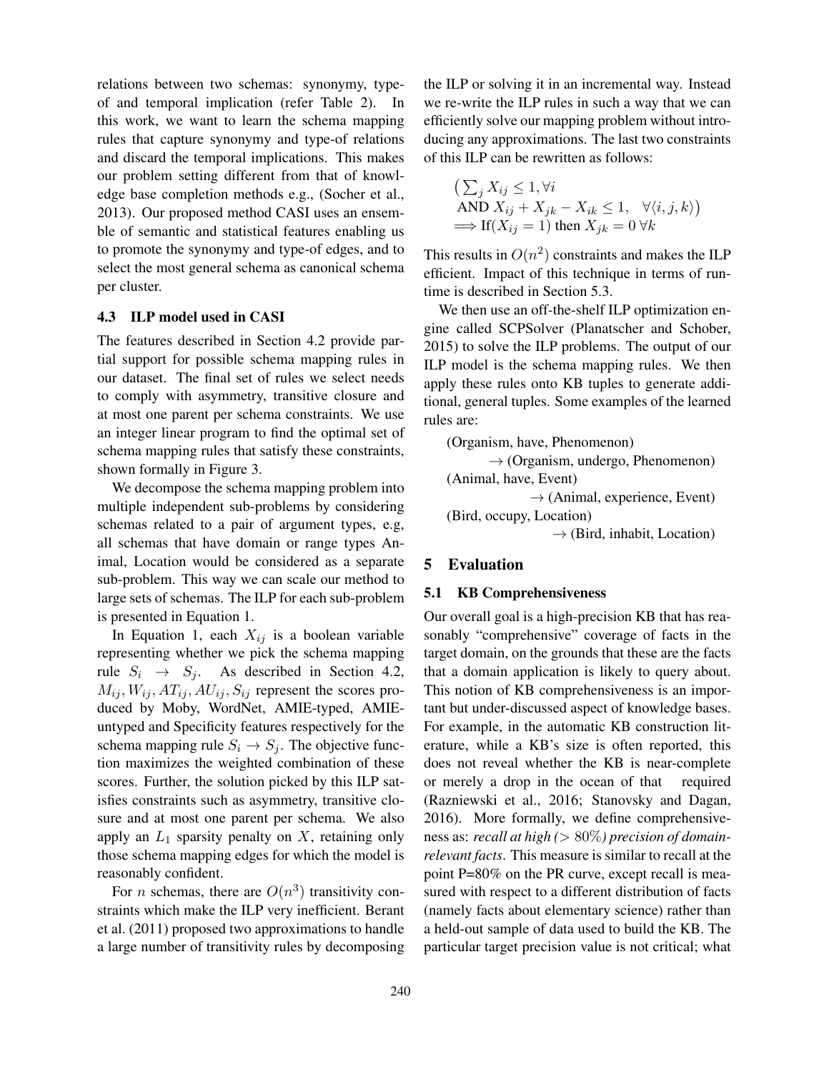relations between two schemas: synonymy, type-of and temporal implication (refer Table 2). In this work, we want to learn the schema mapping rules that capture synonymy and type-of relations and discard the temporal implications. This makes our problem setting different from that of knowledge base completion methods e.g., (Socher et al., 2013). Our proposed method CASI uses an ensemble of semantic and statistical features enabling us to promote the synonymy and type-of edges, and to select the most general schema as canonical schema per cluster.

### 4.3 ILP model used in CASI

The features described in Section 4.2 provide partial support for possible schema mapping rules in our dataset. The final set of rules we select needs to comply with asymmetry, transitive closure and at most one parent per schema constraints. We use an integer linear program to find the optimal set of schema mapping rules that satisfy these constraints, shown formally in Figure 3.

We decompose the schema mapping problem into multiple independent sub-problems by considering schemas related to a pair of argument types, e.g, all schemas that have domain or range types Animal, Location would be considered as a separate sub-problem. This way we can scale our method to large sets of schemas. The ILP for each sub-problem is presented in Equation 1.

In Equation 1, each $X_{ij}$ is a boolean variable representing whether we pick the schema mapping rule $S_i \rightarrow S_j$. As described in Section 4.2, $M_{ij}, W_{ij}, AT_{ij}, AU_{ij}, S_{ij}$ represent the scores produced by Moby, WordNet, AMIE-typed, AMIE-untyped and Specificity features respectively for the schema mapping rule $S_i \rightarrow S_j$. The objective function maximizes the weighted combination of these scores. Further, the solution picked by this ILP satisfies constraints such as asymmetry, transitive closure and at most one parent per schema. We also apply an $L_1$ sparsity penalty on $X$, retaining only those schema mapping edges for which the model is reasonably confident.

For $n$ schemas, there are $O(n^3)$ transitivity constraints which make the ILP very inefficient. Berant et al. (2011) proposed two approximations to handle a large number of transitivity rules by decomposing the ILP or solving it in an incremental way. Instead we re-write the ILP rules in such a way that we can efficiently solve our mapping problem without introducing any approximations. The last two constraints of this ILP can be rewritten as follows:

$$
\begin{aligned}
&\big(\textstyle\sum_j X_{ij} \leq 1, \forall i \\
&\text{AND } X_{ij} + X_{jk} - X_{ik} \leq 1, \quad \forall \langle i,j,k \rangle\big) \\
&\implies \text{If}(X_{ij} = 1) \text{ then } X_{jk} = 0 \; \forall k
\end{aligned}
$$

This results in $O(n^2)$ constraints and makes the ILP efficient. Impact of this technique in terms of runtime is described in Section 5.3.

We then use an off-the-shelf ILP optimization engine called SCPSolver (Planatscher and Schober, 2015) to solve the ILP problems. The output of our ILP model is the schema mapping rules. We then apply these rules onto KB tuples to generate additional, general tuples. Some examples of the learned rules are:

(Organism, have, Phenomenon)
→ (Organism, undergo, Phenomenon)
(Animal, have, Event)
→ (Animal, experience, Event)
(Bird, occupy, Location)
→ (Bird, inhabit, Location)

## 5 Evaluation

### 5.1 KB Comprehensiveness

Our overall goal is a high-precision KB that has reasonably "comprehensive" coverage of facts in the target domain, on the grounds that these are the facts that a domain application is likely to query about. This notion of KB comprehensiveness is an important but under-discussed aspect of knowledge bases. For example, in the automatic KB construction literature, while a KB's size is often reported, this does not reveal whether the KB is near-complete or merely a drop in the ocean of that required (Razniewski et al., 2016; Stanovsky and Dagan, 2016). More formally, we define comprehensiveness as: *recall at high (> 80%) precision of domain-relevant facts*. This measure is similar to recall at the point P=80% on the PR curve, except recall is measured with respect to a different distribution of facts (namely facts about elementary science) rather than a held-out sample of data used to build the KB. The particular target precision value is not critical; what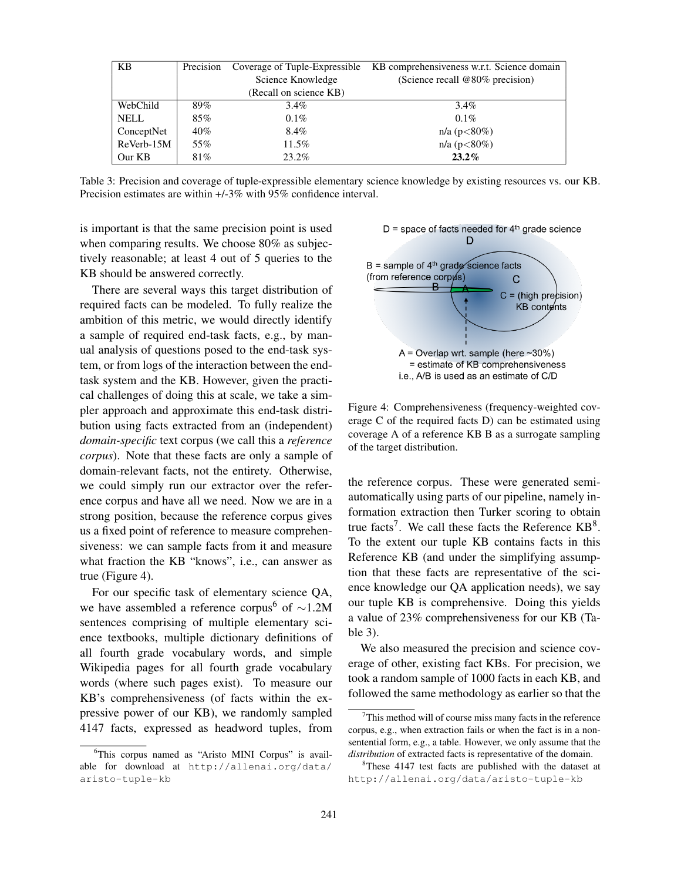| KB | Precision | Coverage of Tuple-Expressible Science Knowledge (Recall on science KB) | KB comprehensiveness w.r.t. Science domain (Science recall @80% precision) |
|---|---|---|---|
| WebChild | 89% | 3.4% | 3.4% |
| NELL | 85% | 0.1% | 0.1% |
| ConceptNet | 40% | 8.4% | n/a (p<80%) |
| ReVerb-15M | 55% | 11.5% | n/a (p<80%) |
| Our KB | 81% | 23.2% | **23.2%** |

Table 3: Precision and coverage of tuple-expressible elementary science knowledge by existing resources vs. our KB. Precision estimates are within +/-3% with 95% confidence interval.

is important is that the same precision point is used when comparing results. We choose 80% as subjectively reasonable; at least 4 out of 5 queries to the KB should be answered correctly.

There are several ways this target distribution of required facts can be modeled. To fully realize the ambition of this metric, we would directly identify a sample of required end-task facts, e.g., by manual analysis of questions posed to the end-task system, or from logs of the interaction between the end-task system and the KB. However, given the practical challenges of doing this at scale, we take a simpler approach and approximate this end-task distribution using facts extracted from an (independent) *domain-specific* text corpus (we call this a *reference corpus*). Note that these facts are only a sample of domain-relevant facts, not the entirety. Otherwise, we could simply run our extractor over the reference corpus and have all we need. Now we are in a strong position, because the reference corpus gives us a fixed point of reference to measure comprehensiveness: we can sample facts from it and measure what fraction the KB "knows", i.e., can answer as true (Figure 4).

For our specific task of elementary science QA, we have assembled a reference corpus[6] of ∼1.2M sentences comprising of multiple elementary science textbooks, multiple dictionary definitions of all fourth grade vocabulary words, and simple Wikipedia pages for all fourth grade vocabulary words (where such pages exist). To measure our KB's comprehensiveness (of facts within the expressive power of our KB), we randomly sampled 4147 facts, expressed as headword tuples, from the reference corpus. These were generated semi-automatically using parts of our pipeline, namely information extraction then Turker scoring to obtain true facts[7]. We call these facts the Reference KB[8]. To the extent our tuple KB contains facts in this Reference KB (and under the simplifying assumption that these facts are representative of the science knowledge our QA application needs), we say our tuple KB is comprehensive. Doing this yields a value of 23% comprehensiveness for our KB (Table 3).

D = space of facts needed for 4th grade science

B = sample of 4th grade science facts (from reference corpus)

C = (high precision) KB contents

A = Overlap wrt. sample (here ~30%) = estimate of KB comprehensiveness i.e., A/B is used as an estimate of C/D

Figure 4: Comprehensiveness (frequency-weighted coverage C of the required facts D) can be estimated using coverage A of a reference KB B as a surrogate sampling of the target distribution.

We also measured the precision and science coverage of other, existing fact KBs. For precision, we took a random sample of 1000 facts in each KB, and followed the same methodology as earlier so that the

[6] This corpus named as "Aristo MINI Corpus" is available for download at http://allenai.org/data/aristo-tuple-kb

[7] This method will of course miss many facts in the reference corpus, e.g., when extraction fails or when the fact is in a non-sentential form, e.g., a table. However, we only assume that the *distribution* of extracted facts is representative of the domain.

[8] These 4147 test facts are published with the dataset at http://allenai.org/data/aristo-tuple-kb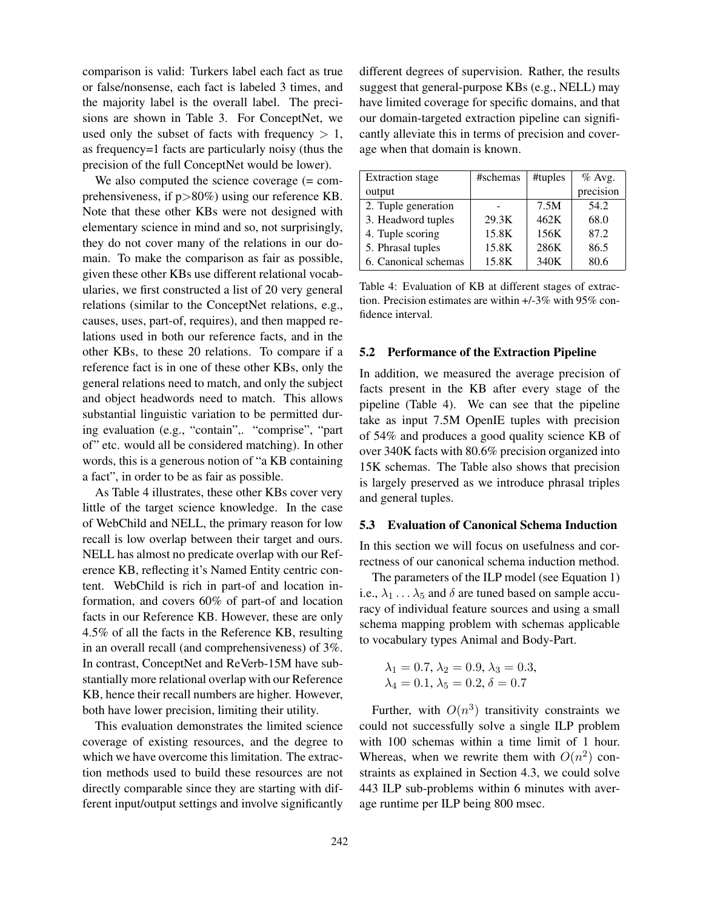comparison is valid: Turkers label each fact as true or false/nonsense, each fact is labeled 3 times, and the majority label is the overall label. The precisions are shown in Table 3. For ConceptNet, we used only the subset of facts with frequency $> 1$, as frequency=1 facts are particularly noisy (thus the precision of the full ConceptNet would be lower).

We also computed the science coverage (= comprehensiveness, if p>80%) using our reference KB. Note that these other KBs were not designed with elementary science in mind and so, not surprisingly, they do not cover many of the relations in our domain. To make the comparison as fair as possible, given these other KBs use different relational vocabularies, we first constructed a list of 20 very general relations (similar to the ConceptNet relations, e.g., causes, uses, part-of, requires), and then mapped relations used in both our reference facts, and in the other KBs, to these 20 relations. To compare if a reference fact is in one of these other KBs, only the general relations need to match, and only the subject and object headwords need to match. This allows substantial linguistic variation to be permitted during evaluation (e.g., "contain",. "comprise", "part of" etc. would all be considered matching). In other words, this is a generous notion of "a KB containing a fact", in order to be as fair as possible.

As Table 4 illustrates, these other KBs cover very little of the target science knowledge. In the case of WebChild and NELL, the primary reason for low recall is low overlap between their target and ours. NELL has almost no predicate overlap with our Reference KB, reflecting it's Named Entity centric content. WebChild is rich in part-of and location information, and covers 60% of part-of and location facts in our Reference KB. However, these are only 4.5% of all the facts in the Reference KB, resulting in an overall recall (and comprehensiveness) of 3%. In contrast, ConceptNet and ReVerb-15M have substantially more relational overlap with our Reference KB, hence their recall numbers are higher. However, both have lower precision, limiting their utility.

This evaluation demonstrates the limited science coverage of existing resources, and the degree to which we have overcome this limitation. The extraction methods used to build these resources are not directly comparable since they are starting with different input/output settings and involve significantly different degrees of supervision. Rather, the results suggest that general-purpose KBs (e.g., NELL) may have limited coverage for specific domains, and that our domain-targeted extraction pipeline can significantly alleviate this in terms of precision and coverage when that domain is known.

| Extraction stage output | #schemas | #tuples | % Avg. precision |
|---|---|---|---|
| 2. Tuple generation | - | 7.5M | 54.2 |
| 3. Headword tuples | 29.3K | 462K | 68.0 |
| 4. Tuple scoring | 15.8K | 156K | 87.2 |
| 5. Phrasal tuples | 15.8K | 286K | 86.5 |
| 6. Canonical schemas | 15.8K | 340K | 80.6 |

Table 4: Evaluation of KB at different stages of extraction. Precision estimates are within +/-3% with 95% confidence interval.

### 5.2 Performance of the Extraction Pipeline

In addition, we measured the average precision of facts present in the KB after every stage of the pipeline (Table 4). We can see that the pipeline take as input 7.5M OpenIE tuples with precision of 54% and produces a good quality science KB of over 340K facts with 80.6% precision organized into 15K schemas. The Table also shows that precision is largely preserved as we introduce phrasal triples and general tuples.

### 5.3 Evaluation of Canonical Schema Induction

In this section we will focus on usefulness and correctness of our canonical schema induction method.

The parameters of the ILP model (see Equation 1) i.e., $\lambda_1 \ldots \lambda_5$ and $\delta$ are tuned based on sample accuracy of individual feature sources and using a small schema mapping problem with schemas applicable to vocabulary types Animal and Body-Part.

$$\lambda_1 = 0.7, \lambda_2 = 0.9, \lambda_3 = 0.3,$$
$$\lambda_4 = 0.1, \lambda_5 = 0.2, \delta = 0.7$$

Further, with $O(n^3)$ transitivity constraints we could not successfully solve a single ILP problem with 100 schemas within a time limit of 1 hour. Whereas, when we rewrite them with $O(n^2)$ constraints as explained in Section 4.3, we could solve 443 ILP sub-problems within 6 minutes with average runtime per ILP being 800 msec.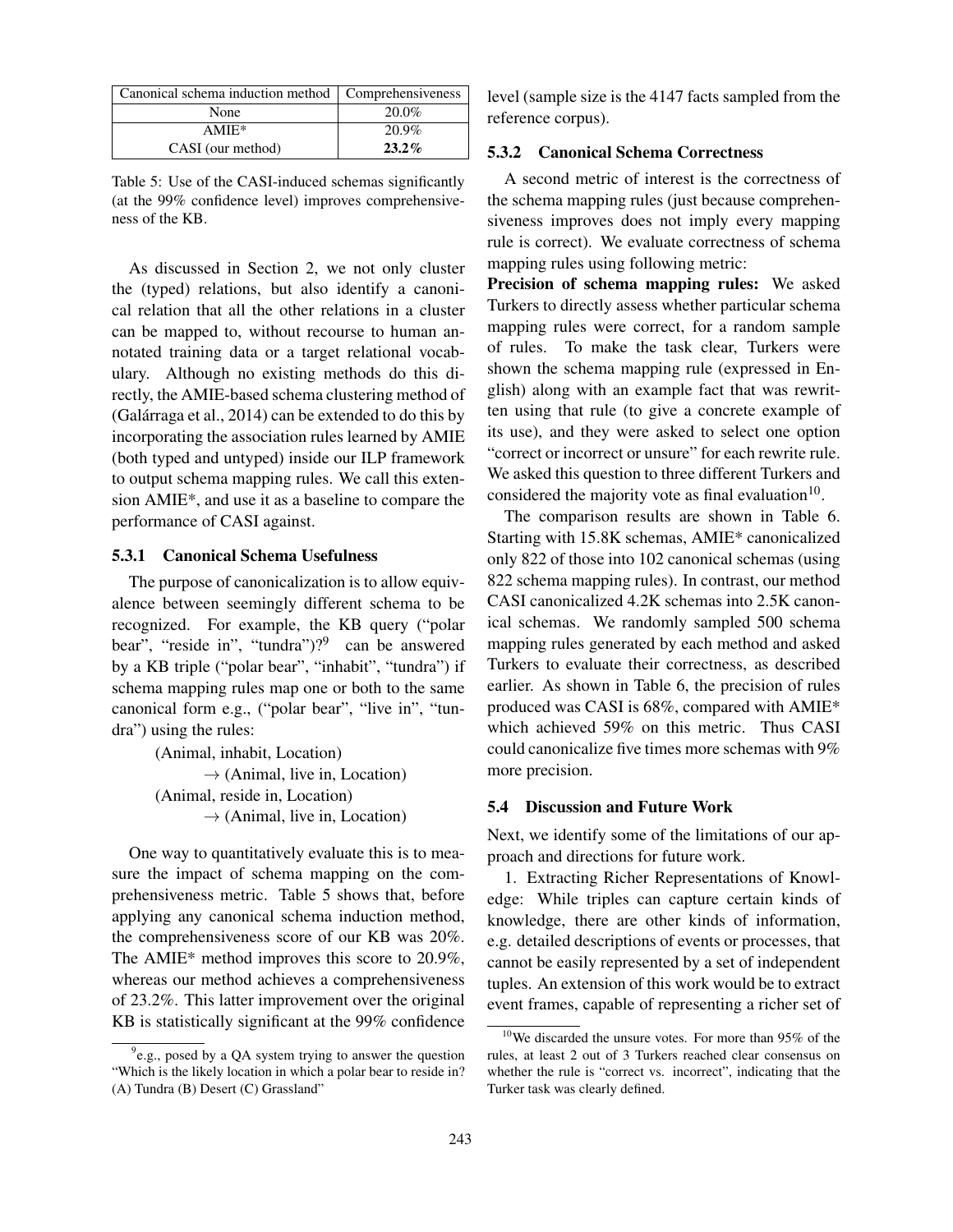| Canonical schema induction method | Comprehensiveness |
|---|---|
| None | 20.0% |
| AMIE* | 20.9% |
| CASI (our method) | **23.2%** |

Table 5: Use of the CASI-induced schemas significantly (at the 99% confidence level) improves comprehensiveness of the KB.

As discussed in Section 2, we not only cluster the (typed) relations, but also identify a canonical relation that all the other relations in a cluster can be mapped to, without recourse to human annotated training data or a target relational vocabulary. Although no existing methods do this directly, the AMIE-based schema clustering method of (Galárraga et al., 2014) can be extended to do this by incorporating the association rules learned by AMIE (both typed and untyped) inside our ILP framework to output schema mapping rules. We call this extension AMIE*, and use it as a baseline to compare the performance of CASI against.

#### 5.3.1 Canonical Schema Usefulness

The purpose of canonicalization is to allow equivalence between seemingly different schema to be recognized. For example, the KB query ("polar bear", "reside in", "tundra")?[9] can be answered by a KB triple ("polar bear", "inhabit", "tundra") if schema mapping rules map one or both to the same canonical form e.g., ("polar bear", "live in", "tundra") using the rules:

(Animal, inhabit, Location)
  → (Animal, live in, Location)
(Animal, reside in, Location)
  → (Animal, live in, Location)

One way to quantitatively evaluate this is to measure the impact of schema mapping on the comprehensiveness metric. Table 5 shows that, before applying any canonical schema induction method, the comprehensiveness score of our KB was 20%. The AMIE* method improves this score to 20.9%, whereas our method achieves a comprehensiveness of 23.2%. This latter improvement over the original KB is statistically significant at the 99% confidence level (sample size is the 4147 facts sampled from the reference corpus).

#### 5.3.2 Canonical Schema Correctness

A second metric of interest is the correctness of the schema mapping rules (just because comprehensiveness improves does not imply every mapping rule is correct). We evaluate correctness of schema mapping rules using following metric:

**Precision of schema mapping rules:** We asked Turkers to directly assess whether particular schema mapping rules were correct, for a random sample of rules. To make the task clear, Turkers were shown the schema mapping rule (expressed in English) along with an example fact that was rewritten using that rule (to give a concrete example of its use), and they were asked to select one option "correct or incorrect or unsure" for each rewrite rule. We asked this question to three different Turkers and considered the majority vote as final evaluation[10].

The comparison results are shown in Table 6. Starting with 15.8K schemas, AMIE* canonicalized only 822 of those into 102 canonical schemas (using 822 schema mapping rules). In contrast, our method CASI canonicalized 4.2K schemas into 2.5K canonical schemas. We randomly sampled 500 schema mapping rules generated by each method and asked Turkers to evaluate their correctness, as described earlier. As shown in Table 6, the precision of rules produced was CASI is 68%, compared with AMIE* which achieved 59% on this metric. Thus CASI could canonicalize five times more schemas with 9% more precision.

### 5.4 Discussion and Future Work

Next, we identify some of the limitations of our approach and directions for future work.

1. Extracting Richer Representations of Knowledge: While triples can capture certain kinds of knowledge, there are other kinds of information, e.g. detailed descriptions of events or processes, that cannot be easily represented by a set of independent tuples. An extension of this work would be to extract event frames, capable of representing a richer set of

[9] e.g., posed by a QA system trying to answer the question "Which is the likely location in which a polar bear to reside in? (A) Tundra (B) Desert (C) Grassland"

[10] We discarded the unsure votes. For more than 95% of the rules, at least 2 out of 3 Turkers reached clear consensus on whether the rule is "correct vs. incorrect", indicating that the Turker task was clearly defined.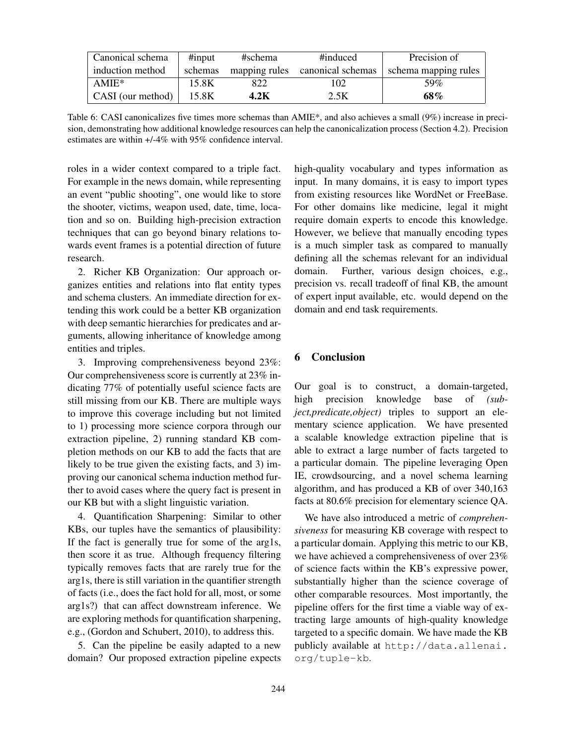| Canonical schema induction method | #input schemas | #schema mapping rules | #induced canonical schemas | Precision of schema mapping rules |
|---|---|---|---|---|
| AMIE* | 15.8K | 822 | 102 | 59% |
| CASI (our method) | 15.8K | **4.2K** | 2.5K | **68%** |

Table 6: CASI canonicalizes five times more schemas than AMIE*, and also achieves a small (9%) increase in precision, demonstrating how additional knowledge resources can help the canonicalization process (Section 4.2). Precision estimates are within +/-4% with 95% confidence interval.

roles in a wider context compared to a triple fact. For example in the news domain, while representing an event "public shooting", one would like to store the shooter, victims, weapon used, date, time, location and so on. Building high-precision extraction techniques that can go beyond binary relations towards event frames is a potential direction of future research.

2. Richer KB Organization: Our approach organizes entities and relations into flat entity types and schema clusters. An immediate direction for extending this work could be a better KB organization with deep semantic hierarchies for predicates and arguments, allowing inheritance of knowledge among entities and triples.

3. Improving comprehensiveness beyond 23%: Our comprehensiveness score is currently at 23% indicating 77% of potentially useful science facts are still missing from our KB. There are multiple ways to improve this coverage including but not limited to 1) processing more science corpora through our extraction pipeline, 2) running standard KB completion methods on our KB to add the facts that are likely to be true given the existing facts, and 3) improving our canonical schema induction method further to avoid cases where the query fact is present in our KB but with a slight linguistic variation.

4. Quantification Sharpening: Similar to other KBs, our tuples have the semantics of plausibility: If the fact is generally true for some of the arg1s, then score it as true. Although frequency filtering typically removes facts that are rarely true for the arg1s, there is still variation in the quantifier strength of facts (i.e., does the fact hold for all, most, or some arg1s?) that can affect downstream inference. We are exploring methods for quantification sharpening, e.g., (Gordon and Schubert, 2010), to address this.

5. Can the pipeline be easily adapted to a new domain? Our proposed extraction pipeline expects high-quality vocabulary and types information as input. In many domains, it is easy to import types from existing resources like WordNet or FreeBase. For other domains like medicine, legal it might require domain experts to encode this knowledge. However, we believe that manually encoding types is a much simpler task as compared to manually defining all the schemas relevant for an individual domain. Further, various design choices, e.g., precision vs. recall tradeoff of final KB, the amount of expert input available, etc. would depend on the domain and end task requirements.

## 6 Conclusion

Our goal is to construct, a domain-targeted, high precision knowledge base of *(subject,predicate,object)* triples to support an elementary science application. We have presented a scalable knowledge extraction pipeline that is able to extract a large number of facts targeted to a particular domain. The pipeline leveraging Open IE, crowdsourcing, and a novel schema learning algorithm, and has produced a KB of over 340,163 facts at 80.6% precision for elementary science QA.

We have also introduced a metric of *comprehensiveness* for measuring KB coverage with respect to a particular domain. Applying this metric to our KB, we have achieved a comprehensiveness of over 23% of science facts within the KB's expressive power, substantially higher than the science coverage of other comparable resources. Most importantly, the pipeline offers for the first time a viable way of extracting large amounts of high-quality knowledge targeted to a specific domain. We have made the KB publicly available at `http://data.allenai.org/tuple-kb`.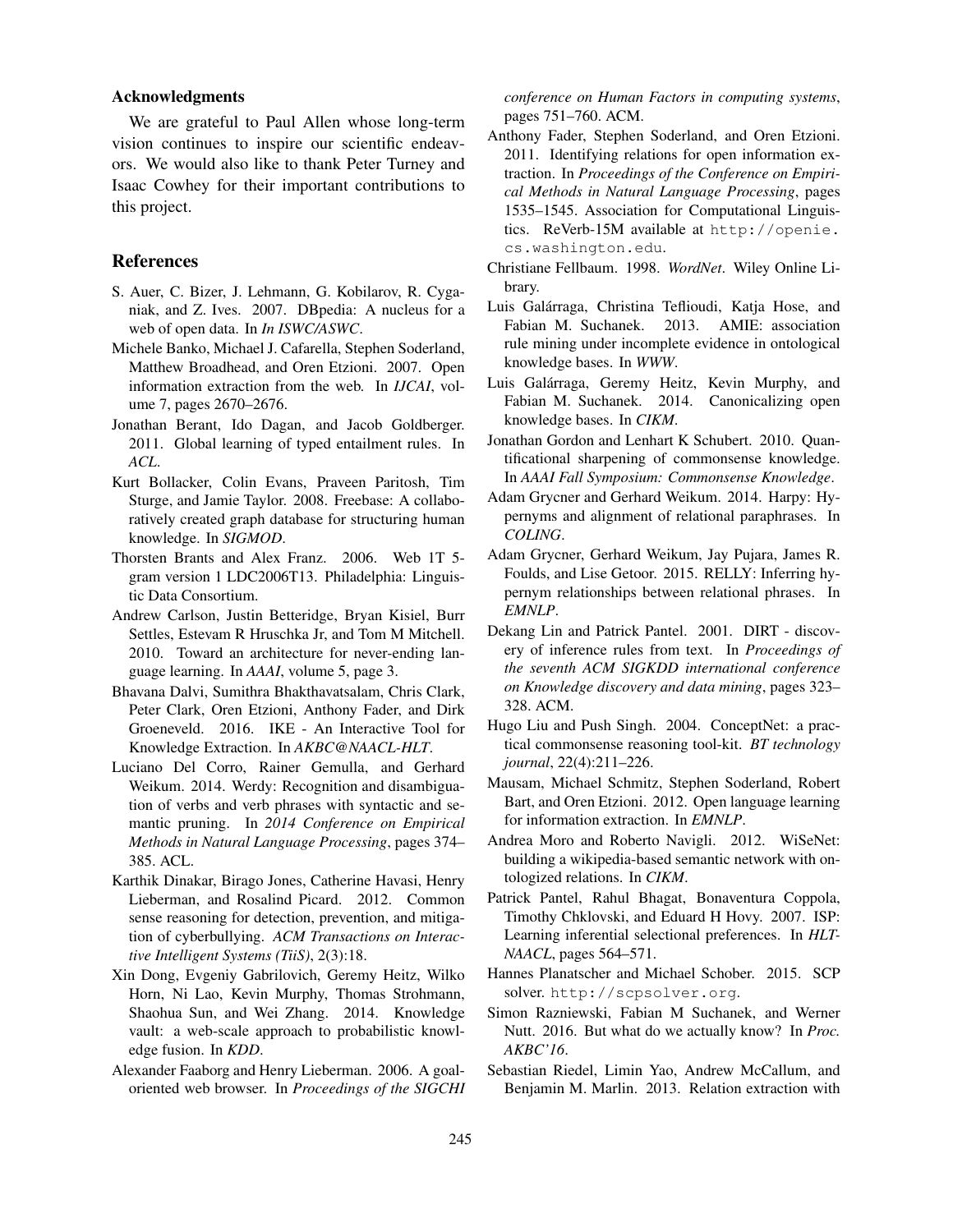## Acknowledgments

We are grateful to Paul Allen whose long-term vision continues to inspire our scientific endeavors. We would also like to thank Peter Turney and Isaac Cowhey for their important contributions to this project.

## References

S. Auer, C. Bizer, J. Lehmann, G. Kobilarov, R. Cyganiak, and Z. Ives. 2007. DBpedia: A nucleus for a web of open data. In *In ISWC/ASWC*.

Michele Banko, Michael J. Cafarella, Stephen Soderland, Matthew Broadhead, and Oren Etzioni. 2007. Open information extraction from the web. In *IJCAI*, volume 7, pages 2670–2676.

Jonathan Berant, Ido Dagan, and Jacob Goldberger. 2011. Global learning of typed entailment rules. In *ACL*.

Kurt Bollacker, Colin Evans, Praveen Paritosh, Tim Sturge, and Jamie Taylor. 2008. Freebase: A collaboratively created graph database for structuring human knowledge. In *SIGMOD*.

Thorsten Brants and Alex Franz. 2006. Web 1T 5-gram version 1 LDC2006T13. Philadelphia: Linguistic Data Consortium.

Andrew Carlson, Justin Betteridge, Bryan Kisiel, Burr Settles, Estevam R Hruschka Jr, and Tom M Mitchell. 2010. Toward an architecture for never-ending language learning. In *AAAI*, volume 5, page 3.

Bhavana Dalvi, Sumithra Bhakthavatsalam, Chris Clark, Peter Clark, Oren Etzioni, Anthony Fader, and Dirk Groeneveld. 2016. IKE - An Interactive Tool for Knowledge Extraction. In *AKBC@NAACL-HLT*.

Luciano Del Corro, Rainer Gemulla, and Gerhard Weikum. 2014. Werdy: Recognition and disambiguation of verbs and verb phrases with syntactic and semantic pruning. In *2014 Conference on Empirical Methods in Natural Language Processing*, pages 374–385. ACL.

Karthik Dinakar, Birago Jones, Catherine Havasi, Henry Lieberman, and Rosalind Picard. 2012. Common sense reasoning for detection, prevention, and mitigation of cyberbullying. *ACM Transactions on Interactive Intelligent Systems (TiiS)*, 2(3):18.

Xin Dong, Evgeniy Gabrilovich, Geremy Heitz, Wilko Horn, Ni Lao, Kevin Murphy, Thomas Strohmann, Shaohua Sun, and Wei Zhang. 2014. Knowledge vault: a web-scale approach to probabilistic knowledge fusion. In *KDD*.

Alexander Faaborg and Henry Lieberman. 2006. A goal-oriented web browser. In *Proceedings of the SIGCHI conference on Human Factors in computing systems*, pages 751–760. ACM.

Anthony Fader, Stephen Soderland, and Oren Etzioni. 2011. Identifying relations for open information extraction. In *Proceedings of the Conference on Empirical Methods in Natural Language Processing*, pages 1535–1545. Association for Computational Linguistics. ReVerb-15M available at http://openie.cs.washington.edu.

Christiane Fellbaum. 1998. *WordNet*. Wiley Online Library.

Luis Galárraga, Christina Teflioudi, Katja Hose, and Fabian M. Suchanek. 2013. AMIE: association rule mining under incomplete evidence in ontological knowledge bases. In *WWW*.

Luis Galárraga, Geremy Heitz, Kevin Murphy, and Fabian M. Suchanek. 2014. Canonicalizing open knowledge bases. In *CIKM*.

Jonathan Gordon and Lenhart K Schubert. 2010. Quantificational sharpening of commonsense knowledge. In *AAAI Fall Symposium: Commonsense Knowledge*.

Adam Grycner and Gerhard Weikum. 2014. Harpy: Hypernyms and alignment of relational paraphrases. In *COLING*.

Adam Grycner, Gerhard Weikum, Jay Pujara, James R. Foulds, and Lise Getoor. 2015. RELLY: Inferring hypernym relationships between relational phrases. In *EMNLP*.

Dekang Lin and Patrick Pantel. 2001. DIRT - discovery of inference rules from text. In *Proceedings of the seventh ACM SIGKDD international conference on Knowledge discovery and data mining*, pages 323–328. ACM.

Hugo Liu and Push Singh. 2004. ConceptNet: a practical commonsense reasoning tool-kit. *BT technology journal*, 22(4):211–226.

Mausam, Michael Schmitz, Stephen Soderland, Robert Bart, and Oren Etzioni. 2012. Open language learning for information extraction. In *EMNLP*.

Andrea Moro and Roberto Navigli. 2012. WiSeNet: building a wikipedia-based semantic network with ontologized relations. In *CIKM*.

Patrick Pantel, Rahul Bhagat, Bonaventura Coppola, Timothy Chklovski, and Eduard H Hovy. 2007. ISP: Learning inferential selectional preferences. In *HLT-NAACL*, pages 564–571.

Hannes Planatscher and Michael Schober. 2015. SCP solver. http://scpsolver.org.

Simon Razniewski, Fabian M Suchanek, and Werner Nutt. 2016. But what do we actually know? In *Proc. AKBC'16*.

Sebastian Riedel, Limin Yao, Andrew McCallum, and Benjamin M. Marlin. 2013. Relation extraction with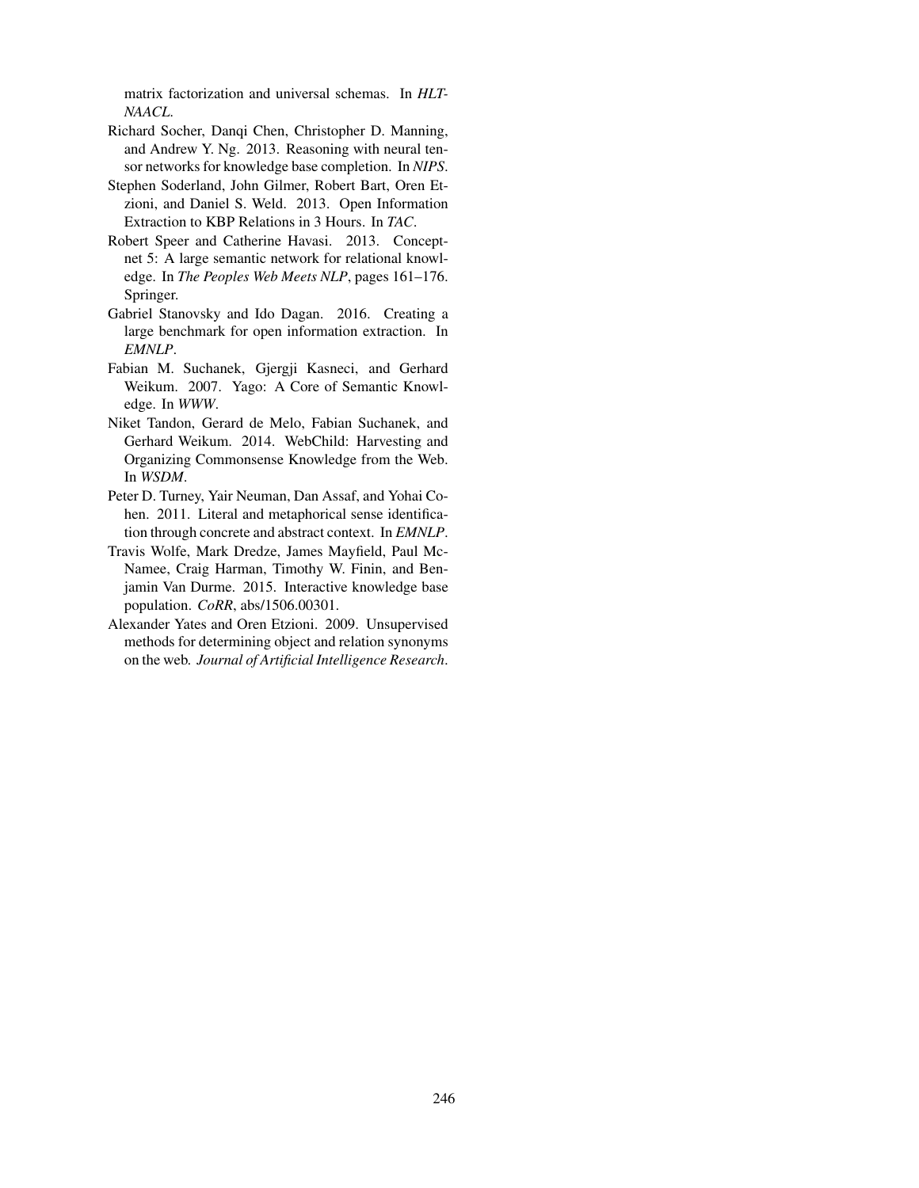matrix factorization and universal schemas. In *HLT-NAACL*.

Richard Socher, Danqi Chen, Christopher D. Manning, and Andrew Y. Ng. 2013. Reasoning with neural tensor networks for knowledge base completion. In *NIPS*.

Stephen Soderland, John Gilmer, Robert Bart, Oren Etzioni, and Daniel S. Weld. 2013. Open Information Extraction to KBP Relations in 3 Hours. In *TAC*.

Robert Speer and Catherine Havasi. 2013. Conceptnet 5: A large semantic network for relational knowledge. In *The Peoples Web Meets NLP*, pages 161–176. Springer.

Gabriel Stanovsky and Ido Dagan. 2016. Creating a large benchmark for open information extraction. In *EMNLP*.

Fabian M. Suchanek, Gjergji Kasneci, and Gerhard Weikum. 2007. Yago: A Core of Semantic Knowledge. In *WWW*.

Niket Tandon, Gerard de Melo, Fabian Suchanek, and Gerhard Weikum. 2014. WebChild: Harvesting and Organizing Commonsense Knowledge from the Web. In *WSDM*.

Peter D. Turney, Yair Neuman, Dan Assaf, and Yohai Cohen. 2011. Literal and metaphorical sense identification through concrete and abstract context. In *EMNLP*.

Travis Wolfe, Mark Dredze, James Mayfield, Paul McNamee, Craig Harman, Timothy W. Finin, and Benjamin Van Durme. 2015. Interactive knowledge base population. *CoRR*, abs/1506.00301.

Alexander Yates and Oren Etzioni. 2009. Unsupervised methods for determining object and relation synonyms on the web. *Journal of Artificial Intelligence Research*.